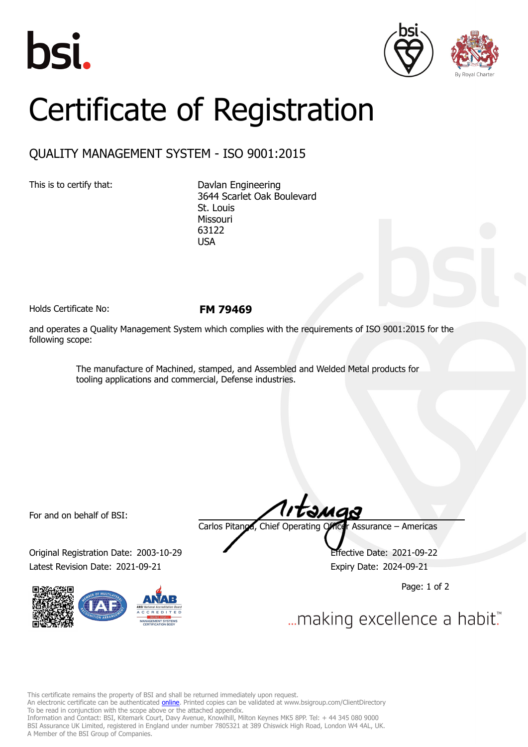# Certificate of Registration

## QUALITY MANAGEMENT SYSTEM - ISO 9001:2015

This is to certify that:

Davlan Engineering
3644 Scarlet Oak Boulevard
St. Louis
Missouri
63122
USA

Holds Certificate No: **FM 79469**

and operates a Quality Management System which complies with the requirements of ISO 9001:2015 for the following scope:

> The manufacture of Machined, stamped, and Assembled and Welded Metal products for tooling applications and commercial, Defense industries.

For and on behalf of BSI:

Carlos Pitanga, Chief Operating Officer Assurance – Americas

Original Registration Date: 2003-10-29

Effective Date: 2021-09-22

Latest Revision Date: 2021-09-21

Expiry Date: 2024-09-21

...making excellence a habit.™

This certificate remains the property of BSI and shall be returned immediately upon request.
An electronic certificate can be authenticated online. Printed copies can be validated at www.bsigroup.com/ClientDirectory
To be read in conjunction with the scope above or the attached appendix.
Information and Contact: BSI, Kitemark Court, Davy Avenue, Knowlhill, Milton Keynes MK5 8PP. Tel: + 44 345 080 9000
BSI Assurance UK Limited, registered in England under number 7805321 at 389 Chiswick High Road, London W4 4AL, UK.
A Member of the BSI Group of Companies.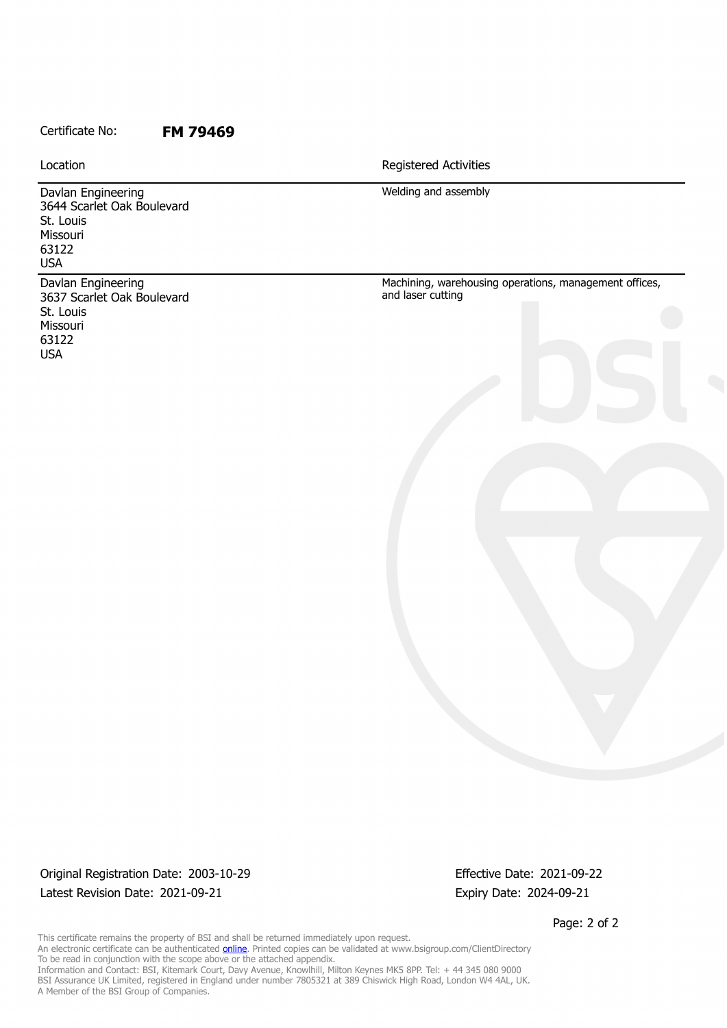Certificate No: **FM 79469**

| Location | Registered Activities |
| --- | --- |
| Davlan Engineering<br>3644 Scarlet Oak Boulevard<br>St. Louis<br>Missouri<br>63122<br>USA | Welding and assembly |
| Davlan Engineering<br>3637 Scarlet Oak Boulevard<br>St. Louis<br>Missouri<br>63122<br>USA | Machining, warehousing operations, management offices, and laser cutting |

Original Registration Date: 2003-10-29

Latest Revision Date: 2021-09-21

Effective Date: 2021-09-22

Expiry Date: 2024-09-21

This certificate remains the property of BSI and shall be returned immediately upon request.
An electronic certificate can be authenticated online. Printed copies can be validated at www.bsigroup.com/ClientDirectory
To be read in conjunction with the scope above or the attached appendix.
Information and Contact: BSI, Kitemark Court, Davy Avenue, Knowlhill, Milton Keynes MK5 8PP. Tel: + 44 345 080 9000
BSI Assurance UK Limited, registered in England under number 7805321 at 389 Chiswick High Road, London W4 4AL, UK.
A Member of the BSI Group of Companies.